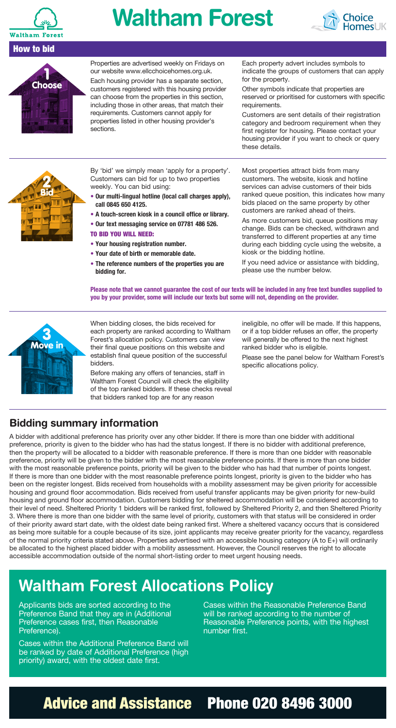# Waltham Forest

## How to bid

### 1 Choose

Properties are advertised weekly on Fridays on our website www.ellcchoicehomes.org.uk.

Each housing provider has a separate section, customers registered with this housing provider can choose from the properties in this section, including those in other areas, that match their requirements. Customers cannot apply for properties listed in other housing provider's sections.

Each property advert includes symbols to indicate the groups of customers that can apply for the property.

Other symbols indicate that properties are reserved or prioritised for customers with specific requirements.

Customers are sent details of their registration category and bedroom requirement when they first register for housing. Please contact your housing provider if you want to check or query these details.

### 2 Bid

By 'bid' we simply mean 'apply for a property'. Customers can bid for up to two properties weekly. You can bid using:

- **Our multi-lingual hotline (local call charges apply), call 0845 650 4125.**
- **A touch-screen kiosk in a council office or library.**
- **Our text messaging service on 07781 486 526.**

**TO BID YOU WILL NEED:**

- **Your housing registration number.**
- **Your date of birth or memorable date.**
- **The reference numbers of the properties you are bidding for.**

Most properties attract bids from many customers. The website, kiosk and hotline services can advise customers of their bids ranked queue position, this indicates how many bids placed on the same property by other customers are ranked ahead of theirs.

As more customers bid, queue positions may change. Bids can be checked, withdrawn and transferred to different properties at any time during each bidding cycle using the website, a kiosk or the bidding hotline.

If you need advice or assistance with bidding, please use the number below.

**Please note that we cannot guarantee the cost of our texts will be included in any free text bundles supplied to you by your provider, some will include our texts but some will not, depending on the provider.**

### 3 Move in

When bidding closes, the bids received for each property are ranked according to Waltham Forest's allocation policy. Customers can view their final queue positions on this website and establish final queue position of the successful bidders.

Before making any offers of tenancies, staff in Waltham Forest Council will check the eligibility of the top ranked bidders. If these checks reveal that bidders ranked top are for any reason ineligible, no offer will be made. If this happens, or if a top bidder refuses an offer, the property will generally be offered to the next highest ranked bidder who is eligible.

Please see the panel below for Waltham Forest's specific allocations policy.

## Bidding summary information

A bidder with additional preference has priority over any other bidder. If there is more than one bidder with additional preference, priority is given to the bidder who has had the status longest. If there is no bidder with additional preference, then the property will be allocated to a bidder with reasonable preference. If there is more than one bidder with reasonable preference, priority will be given to the bidder with the most reasonable preference points. If there is more than one bidder with the most reasonable preference points, priority will be given to the bidder who has had that number of points longest. If there is more than one bidder with the most reasonable preference points longest, priority is given to the bidder who has been on the register longest. Bids received from households with a mobility assessment may be given priority for accessible housing and ground floor accommodation. Bids received from useful transfer applicants may be given priority for new-build housing and ground floor accommodation. Customers bidding for sheltered accommodation will be considered according to their level of need. Sheltered Priority 1 bidders will be ranked first, followed by Sheltered Priority 2, and then Sheltered Priority 3. Where there is more than one bidder with the same level of priority, customers with that status will be considered in order of their priority award start date, with the oldest date being ranked first. Where a sheltered vacancy occurs that is considered as being more suitable for a couple because of its size, joint applicants may receive greater priority for the vacancy, regardless of the normal priority criteria stated above. Properties advertised with an accessible housing category (A to E+) will ordinarily be allocated to the highest placed bidder with a mobility assessment. However, the Council reserves the right to allocate accessible accommodation outside of the normal short-listing order to meet urgent housing needs.

## Waltham Forest Allocations Policy

Applicants bids are sorted according to the Preference Band that they are in (Additional Preference cases first, then Reasonable Preference).

Cases within the Additional Preference Band will be ranked by date of Additional Preference (high priority) award, with the oldest date first.

Cases within the Reasonable Preference Band will be ranked according to the number of Reasonable Preference points, with the highest number first.

## Advice and Assistance Phone 020 8496 3000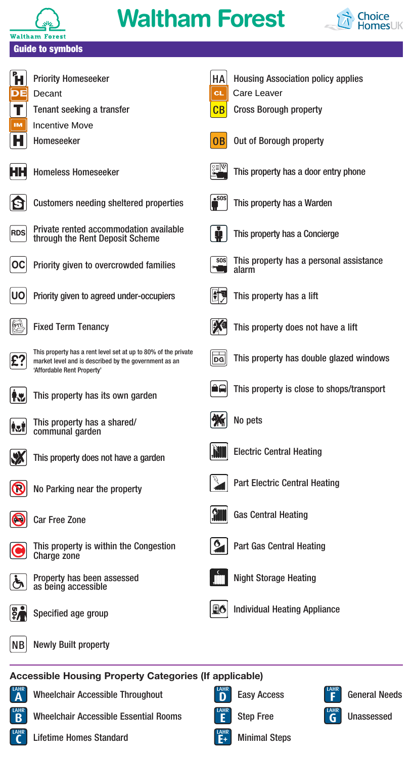# Waltham Forest

Waltham Forest

Choice HomesUK

## Guide to symbols

- **PH** Priority Homeseeker
- **DE** Decant
- **T** Tenant seeking a transfer
- **IM** Incentive Move
- **H** Homeseeker
- **HH** Homeless Homeseeker
- Customers needing sheltered properties
- **RDS** Private rented accommodation available through the Rent Deposit Scheme
- **OC** Priority given to overcrowded families
- **UO** Priority given to agreed under-occupiers
- Fixed Term Tenancy
- **£?** This property has a rent level set at up to 80% of the private market level and is described by the government as an 'Affordable Rent Property'
- This property has its own garden
- This property has a shared/ communal garden
- This property does not have a garden
- No Parking near the property
- Car Free Zone
- This property is within the Congestion Charge zone
- Property has been assessed as being accessible
- Specified age group
- **NB** Newly Built property
- **HA** Housing Association policy applies
- **CL** Care Leaver
- **CB** Cross Borough property
- **OB** Out of Borough property
- This property has a door entry phone
- This property has a Warden
- This property has a Concierge
- This property has a personal assistance alarm
- This property has a lift
- This property does not have a lift
- **DG** This property has double glazed windows
- This property is close to shops/transport
- No pets
- Electric Central Heating
- Part Electric Central Heating
- Gas Central Heating
- Part Gas Central Heating
- Night Storage Heating
- Individual Heating Appliance

## Accessible Housing Property Categories (If applicable)

- **LAHR A** Wheelchair Accessible Throughout
- **LAHR B** Wheelchair Accessible Essential Rooms
- **LAHR C** Lifetime Homes Standard
- **LAHR D** Easy Access
- **LAHR E** Step Free
- **LAHR E+** Minimal Steps
- **LAHR F** General Needs
- **LAHR G** Unassessed